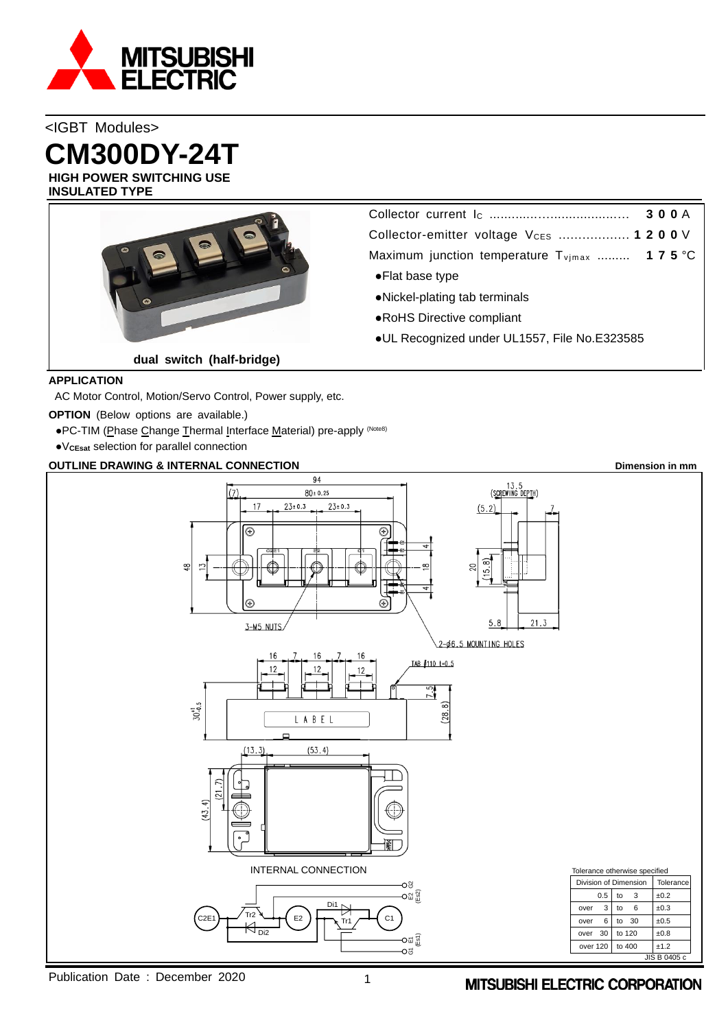<IGBT Modules>

# CM300DY-24T

**HIGH POWER SWITCHING USE**
**INSULATED TYPE**

Collector current $I_C$ .......................................... **3 0 0** A

Collector-emitter voltage $V_{CES}$ .................. **1 2 0 0** V

Maximum junction temperature $T_{vjmax}$ ......... **1 7 5** °C

- Flat base type
- Nickel-plating tab terminals
- RoHS Directive compliant
- UL Recognized under UL1557, File No.E323585

**dual switch (half-bridge)**

**APPLICATION**

AC Motor Control, Motion/Servo Control, Power supply, etc.

**OPTION** (Below options are available.)

- PC-TIM (Phase Change Thermal Interface Material) pre-apply (Note8)
- $V_{CEsat}$ selection for parallel connection

**OUTLINE DRAWING & INTERNAL CONNECTION** — **Dimension in mm**

INTERNAL CONNECTION

Tolerance otherwise specified

| Division of Dimension | | | Tolerance |
|---|---|---|---|
| 0.5 | to | 3 | ±0.2 |
| over 3 | to | 6 | ±0.3 |
| over 6 | to | 30 | ±0.5 |
| over 30 | to | 120 | ±0.8 |
| over 120 | to | 400 | ±1.2 |

JIS B 0405 c

Publication Date : December 2020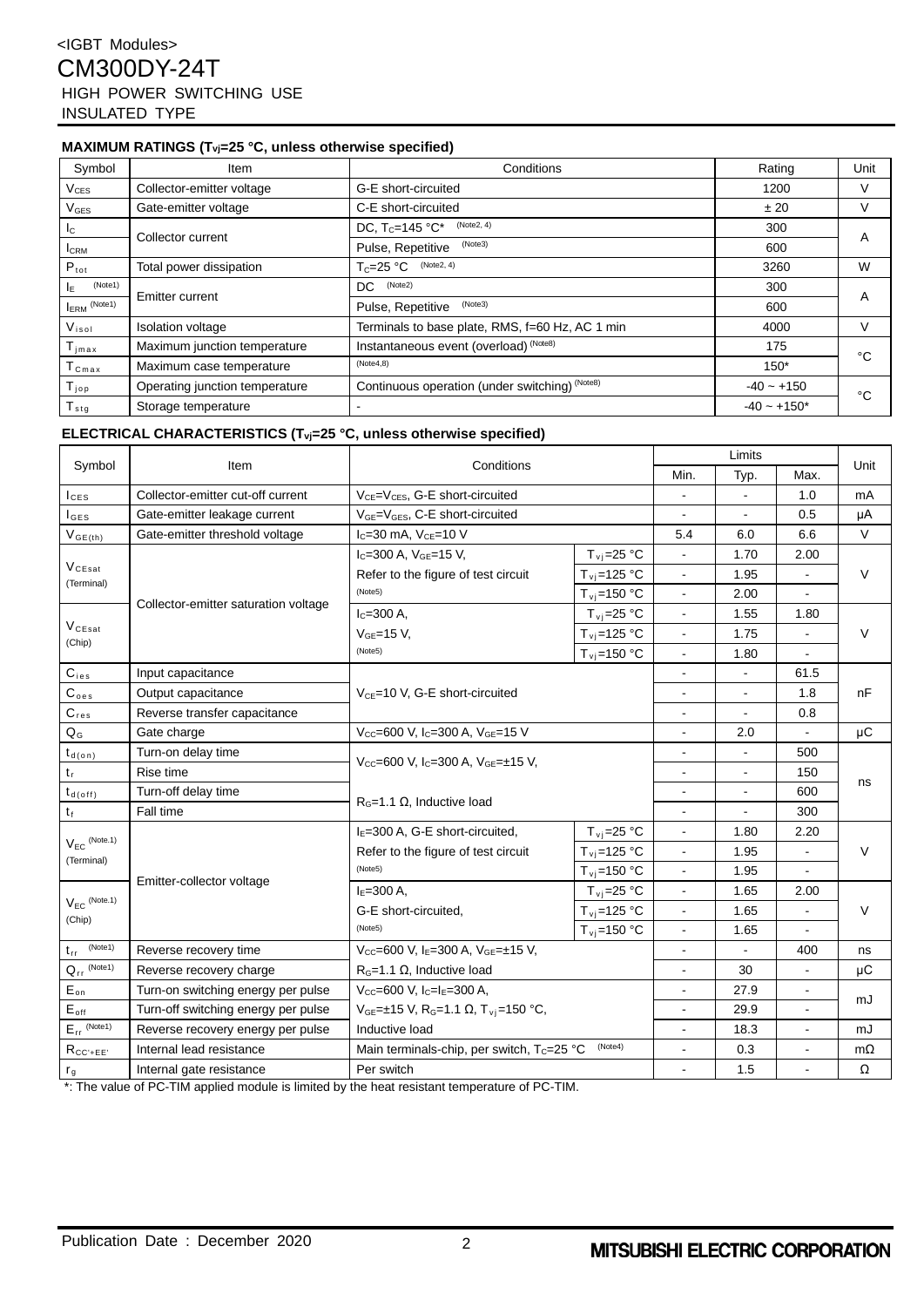<IGBT Modules>

# CM300DY-24T

HIGH POWER SWITCHING USE

INSULATED TYPE

## MAXIMUM RATINGS ($T_{vj}$=25 °C, unless otherwise specified)

| Symbol | Item | Conditions | Rating | Unit |
|---|---|---|---|---|
| $V_{CES}$ | Collector-emitter voltage | G-E short-circuited | 1200 | V |
| $V_{GES}$ | Gate-emitter voltage | C-E short-circuited | ± 20 | V |
| $I_C$ | Collector current | DC, $T_C$=145 °C* (Note2, 4) | 300 | A |
| $I_{CRM}$ | | Pulse, Repetitive (Note3) | 600 | |
| $P_{tot}$ | Total power dissipation | $T_C$=25 °C (Note2, 4) | 3260 | W |
| $I_E$ (Note1) | Emitter current | DC (Note2) | 300 | A |
| $I_{ERM}$ (Note1) | | Pulse, Repetitive (Note3) | 600 | |
| $V_{isol}$ | Isolation voltage | Terminals to base plate, RMS, f=60 Hz, AC 1 min | 4000 | V |
| $T_{jmax}$ | Maximum junction temperature | Instantaneous event (overload) (Note8) | 175 | °C |
| $T_{Cmax}$ | Maximum case temperature | (Note4,8) | 150* | |
| $T_{jop}$ | Operating junction temperature | Continuous operation (under switching) (Note8) | -40 ~ +150 | °C |
| $T_{stg}$ | Storage temperature | - | -40 ~ +150* | |

## ELECTRICAL CHARACTERISTICS ($T_{vj}$=25 °C, unless otherwise specified)

| Symbol | Item | Conditions | | Limits Min. | Limits Typ. | Limits Max. | Unit |
|---|---|---|---|---|---|---|---|
| $I_{CES}$ | Collector-emitter cut-off current | $V_{CE}$=$V_{CES}$, G-E short-circuited | | - | - | 1.0 | mA |
| $I_{GES}$ | Gate-emitter leakage current | $V_{GE}$=$V_{GES}$, C-E short-circuited | | - | - | 0.5 | μA |
| $V_{GE(th)}$ | Gate-emitter threshold voltage | $I_C$=30 mA, $V_{CE}$=10 V | | 5.4 | 6.0 | 6.6 | V |
| $V_{CEsat}$ (Terminal) | Collector-emitter saturation voltage | $I_C$=300 A, $V_{GE}$=15 V, | $T_{vj}$=25 °C | - | 1.70 | 2.00 | V |
| | | Refer to the figure of test circuit | $T_{vj}$=125 °C | - | 1.95 | - | |
| | | (Note5) | $T_{vj}$=150 °C | - | 2.00 | - | |
| $V_{CEsat}$ (Chip) | | $I_C$=300 A, | $T_{vj}$=25 °C | - | 1.55 | 1.80 | V |
| | | $V_{GE}$=15 V, | $T_{vj}$=125 °C | - | 1.75 | - | |
| | | (Note5) | $T_{vj}$=150 °C | - | 1.80 | - | |
| $C_{ies}$ | Input capacitance | $V_{CE}$=10 V, G-E short-circuited | | - | - | 61.5 | nF |
| $C_{oes}$ | Output capacitance | | | - | - | 1.8 | |
| $C_{res}$ | Reverse transfer capacitance | | | - | - | 0.8 | |
| $Q_G$ | Gate charge | $V_{CC}$=600 V, $I_C$=300 A, $V_{GE}$=15 V | | - | 2.0 | - | μC |
| $t_{d(on)}$ | Turn-on delay time | $V_{CC}$=600 V, $I_C$=300 A, $V_{GE}$=±15 V, | | - | - | 500 | ns |
| $t_r$ | Rise time | | | - | - | 150 | |
| $t_{d(off)}$ | Turn-off delay time | $R_G$=1.1 Ω, Inductive load | | - | - | 600 | |
| $t_f$ | Fall time | | | - | - | 300 | |
| $V_{EC}$ (Note.1) (Terminal) | Emitter-collector voltage | $I_E$=300 A, G-E short-circuited, | $T_{vj}$=25 °C | - | 1.80 | 2.20 | V |
| | | Refer to the figure of test circuit | $T_{vj}$=125 °C | - | 1.95 | - | |
| | | (Note5) | $T_{vj}$=150 °C | - | 1.95 | - | |
| $V_{EC}$ (Note.1) (Chip) | | $I_E$=300 A, | $T_{vj}$=25 °C | - | 1.65 | 2.00 | V |
| | | G-E short-circuited, | $T_{vj}$=125 °C | - | 1.65 | - | |
| | | (Note5) | $T_{vj}$=150 °C | - | 1.65 | - | |
| $t_{rr}$ (Note1) | Reverse recovery time | $V_{CC}$=600 V, $I_E$=300 A, $V_{GE}$=±15 V, | | - | - | 400 | ns |
| $Q_{rr}$ (Note1) | Reverse recovery charge | $R_G$=1.1 Ω, Inductive load | | - | 30 | - | μC |
| $E_{on}$ | Turn-on switching energy per pulse | $V_{CC}$=600 V, $I_C$=$I_E$=300 A, | | - | 27.9 | - | mJ |
| $E_{off}$ | Turn-off switching energy per pulse | $V_{GE}$=±15 V, $R_G$=1.1 Ω, $T_{vj}$=150 °C, | | - | 29.9 | - | |
| $E_{rr}$ (Note1) | Reverse recovery energy per pulse | Inductive load | | - | 18.3 | - | mJ |
| $R_{CC'+EE'}$ | Internal lead resistance | Main terminals-chip, per switch, $T_C$=25 °C (Note4) | | - | 0.3 | - | mΩ |
| $r_g$ | Internal gate resistance | Per switch | | - | 1.5 | - | Ω |

*: The value of PC-TIM applied module is limited by the heat resistant temperature of PC-TIM.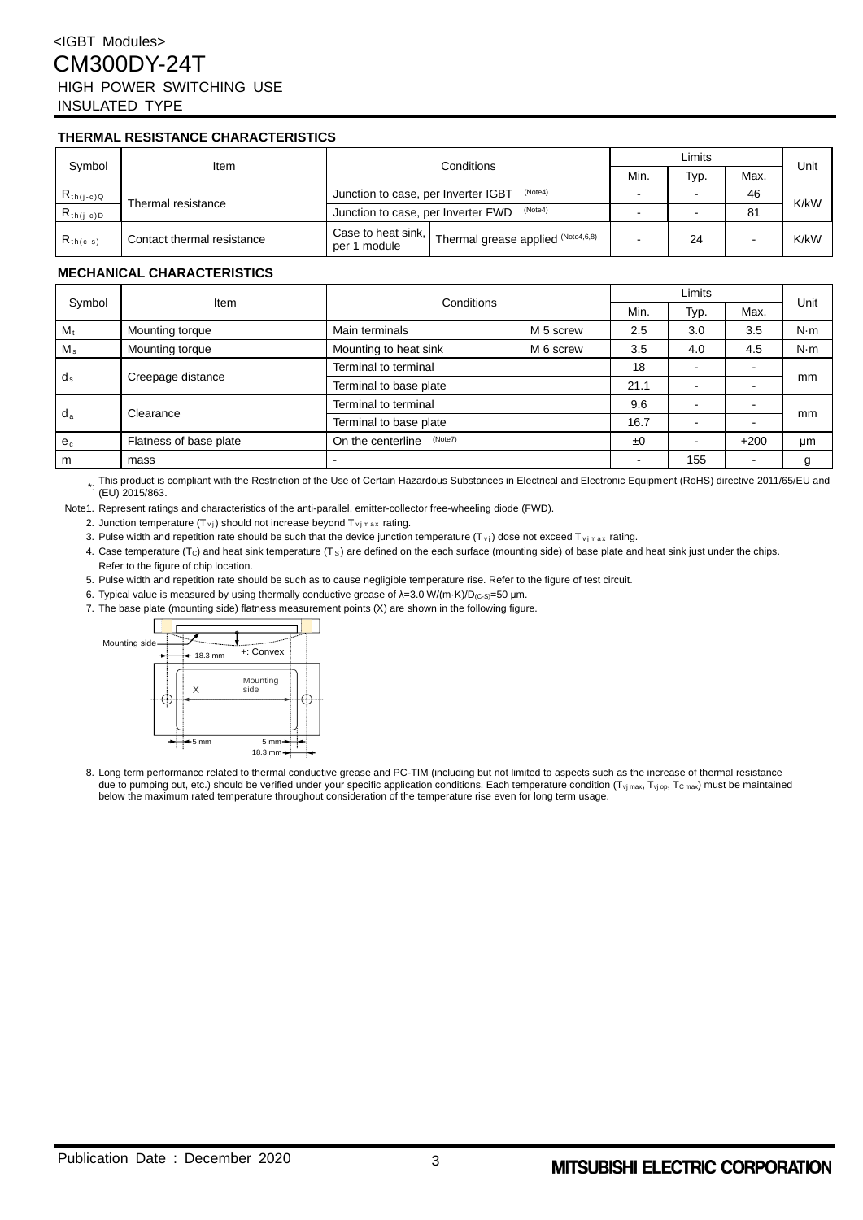<IGBT Modules>

# CM300DY-24T

HIGH POWER SWITCHING USE
INSULATED TYPE

## THERMAL RESISTANCE CHARACTERISTICS

| Symbol | Item | Conditions | | Limits | | | Unit |
|---|---|---|---|---|---|---|---|
| | | | | Min. | Typ. | Max. | |
| $R_{th(j-c)Q}$ | Thermal resistance | Junction to case, per Inverter IGBT (Note4) | | - | - | 46 | K/kW |
| $R_{th(j-c)D}$ | | Junction to case, per Inverter FWD (Note4) | | - | - | 81 | |
| $R_{th(c-s)}$ | Contact thermal resistance | Case to heat sink, per 1 module | Thermal grease applied (Note4,6,8) | - | 24 | - | K/kW |

## MECHANICAL CHARACTERISTICS

| Symbol | Item | Conditions | | Limits | | | Unit |
|---|---|---|---|---|---|---|---|
| | | | | Min. | Typ. | Max. | |
| $M_t$ | Mounting torque | Main terminals | M 5 screw | 2.5 | 3.0 | 3.5 | N·m |
| $M_s$ | Mounting torque | Mounting to heat sink | M 6 screw | 3.5 | 4.0 | 4.5 | N·m |
| $d_s$ | Creepage distance | Terminal to terminal | | 18 | - | - | mm |
| | | Terminal to base plate | | 21.1 | - | - | |
| $d_a$ | Clearance | Terminal to terminal | | 9.6 | - | - | mm |
| | | Terminal to base plate | | 16.7 | - | - | |
| $e_c$ | Flatness of base plate | On the centerline (Note7) | | ±0 | - | +200 | μm |
| m | mass | - | | - | 155 | - | g |

*: This product is compliant with the Restriction of the Use of Certain Hazardous Substances in Electrical and Electronic Equipment (RoHS) directive 2011/65/EU and (EU) 2015/863.

Note1. Represent ratings and characteristics of the anti-parallel, emitter-collector free-wheeling diode (FWD).

2. Junction temperature ($T_{vj}$) should not increase beyond $T_{vjmax}$ rating.
3. Pulse width and repetition rate should be such that the device junction temperature ($T_{vj}$) dose not exceed $T_{vjmax}$ rating.
4. Case temperature ($T_C$) and heat sink temperature ($T_S$) are defined on the each surface (mounting side) of base plate and heat sink just under the chips. Refer to the figure of chip location.
5. Pulse width and repetition rate should be such as to cause negligible temperature rise. Refer to the figure of test circuit.
6. Typical value is measured by using thermally conductive grease of λ=3.0 W/(m·K)/$D_{(C-S)}$=50 μm.
7. The base plate (mounting side) flatness measurement points (X) are shown in the following figure.

Mounting side, +: Convex, 18.3 mm, X, Mounting side, 5 mm, 5 mm, 18.3 mm

8. Long term performance related to thermal conductive grease and PC-TIM (including but not limited to aspects such as the increase of thermal resistance due to pumping out, etc.) should be verified under your specific application conditions. Each temperature condition ($T_{vj\,max}$, $T_{vj\,op}$, $T_{C\,max}$) must be maintained below the maximum rated temperature throughout consideration of the temperature rise even for long term usage.

Publication Date : December 2020

MITSUBISHI ELECTRIC CORPORATION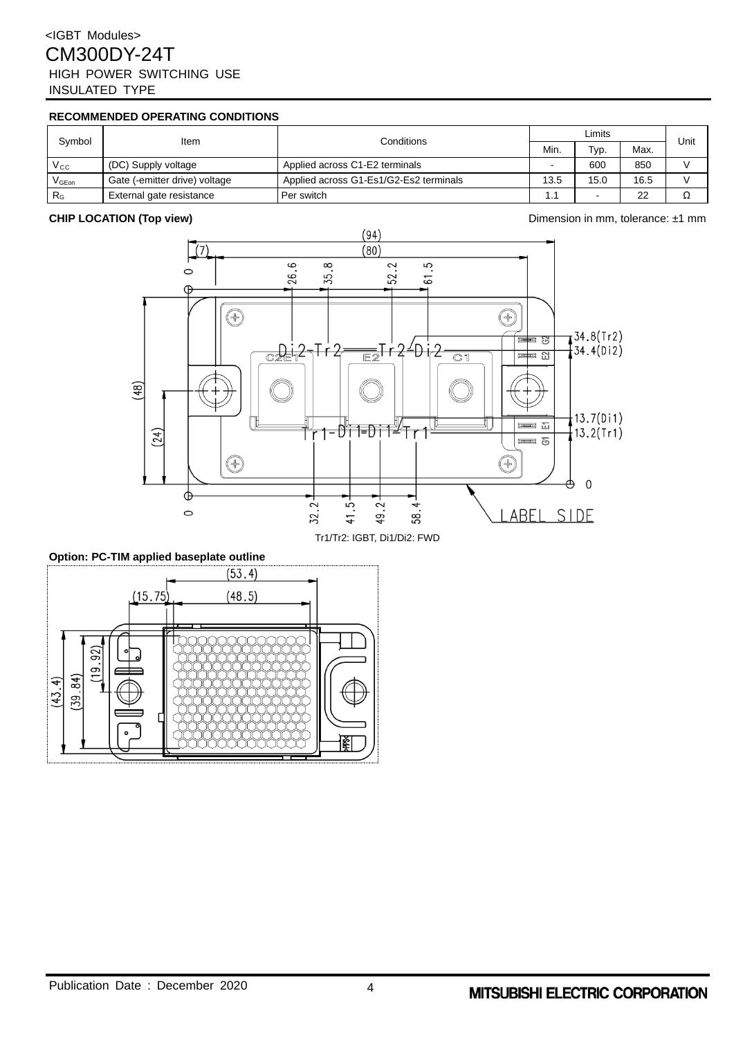<IGBT Modules>

# CM300DY-24T

HIGH POWER SWITCHING USE

INSULATED TYPE

**RECOMMENDED OPERATING CONDITIONS**

| Symbol | Item | Conditions | Limits | | | Unit |
|---|---|---|---|---|---|---|
| | | | Min. | Typ. | Max. | |
| $V_{CC}$ | (DC) Supply voltage | Applied across C1-E2 terminals | - | 600 | 850 | V |
| $V_{GEon}$ | Gate (-emitter drive) voltage | Applied across G1-Es1/G2-Es2 terminals | 13.5 | 15.0 | 16.5 | V |
| $R_G$ | External gate resistance | Per switch | 1.1 | - | 22 | Ω |

**CHIP LOCATION (Top view)**

Dimension in mm, tolerance: ±1 mm

Tr1/Tr2: IGBT, Di1/Di2: FWD

**Option: PC-TIM applied baseplate outline**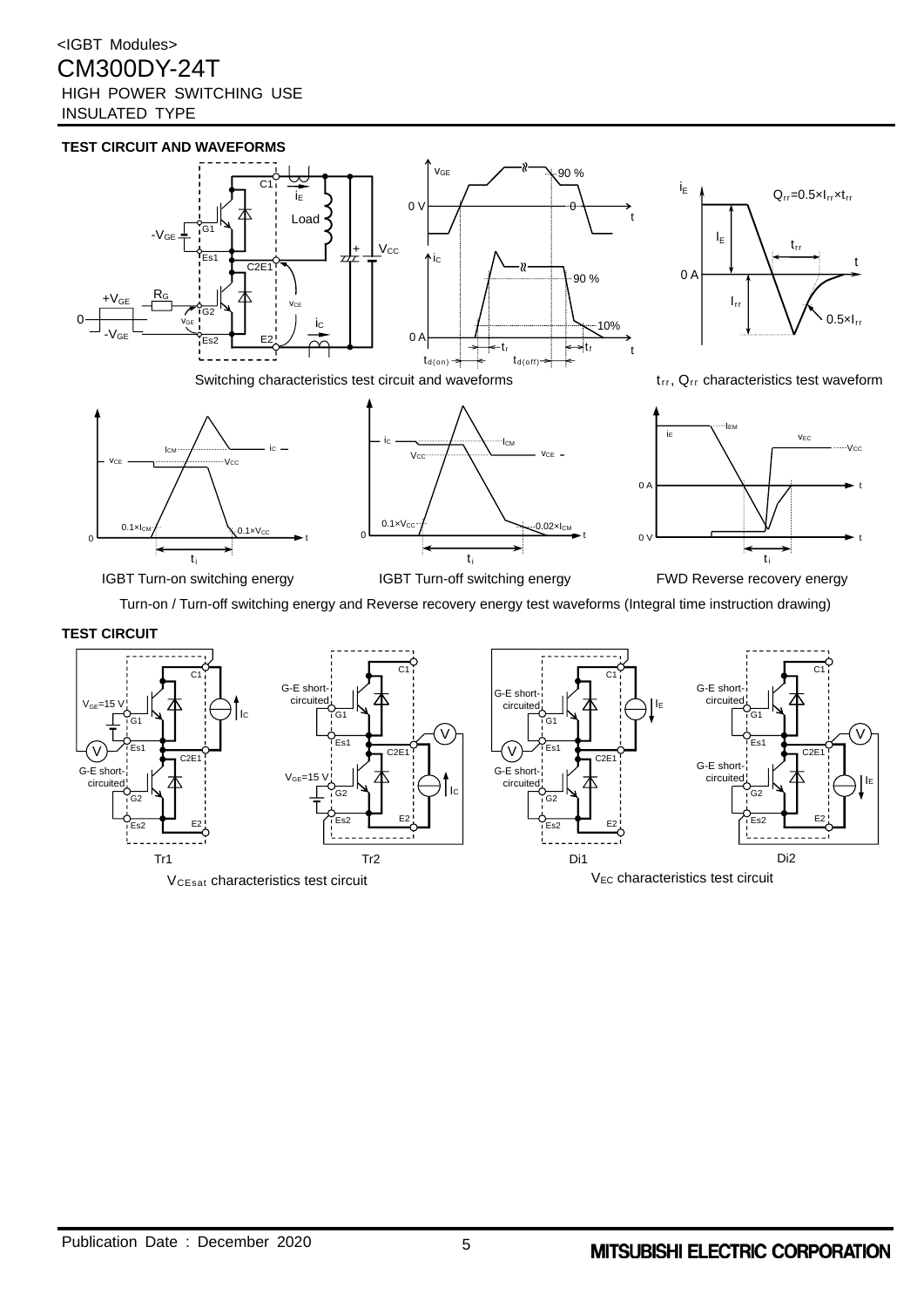<IGBT Modules>

# CM300DY-24T

HIGH POWER SWITCHING USE

INSULATED TYPE

## TEST CIRCUIT AND WAVEFORMS

Switching characteristics test circuit and waveforms

$t_{rr}$, $Q_{rr}$ characteristics test waveform

IGBT Turn-on switching energy

IGBT Turn-off switching energy

FWD Reverse recovery energy

Turn-on / Turn-off switching energy and Reverse recovery energy test waveforms (Integral time instruction drawing)

## TEST CIRCUIT

Tr1

Tr2

$V_{CEsat}$ characteristics test circuit

Di1

Di2

$V_{EC}$ characteristics test circuit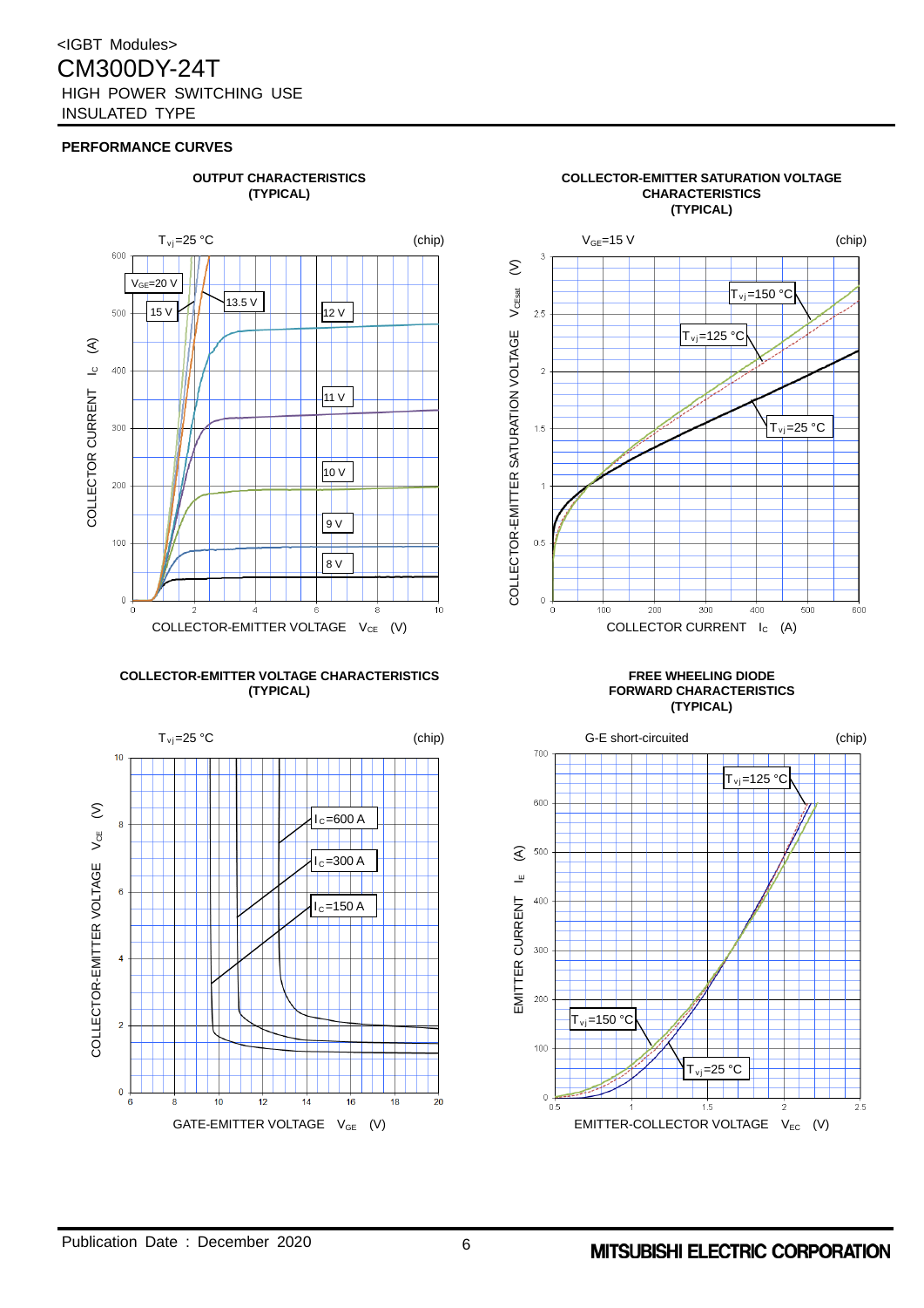<IGBT Modules>

# CM300DY-24T

HIGH POWER SWITCHING USE

INSULATED TYPE

## PERFORMANCE CURVES

### OUTPUT CHARACTERISTICS (TYPICAL)

$T_{vj}$=25 °C (chip)

$V_{GE}$=20 V, 15 V, 13.5 V, 12 V, 11 V, 10 V, 9 V, 8 V

COLLECTOR CURRENT $I_C$ (A) vs. COLLECTOR-EMITTER VOLTAGE $V_{CE}$ (V)

### COLLECTOR-EMITTER SATURATION VOLTAGE CHARACTERISTICS (TYPICAL)

$V_{GE}$=15 V (chip)

$T_{vj}$=150 °C, $T_{vj}$=125 °C, $T_{vj}$=25 °C

COLLECTOR-EMITTER SATURATION VOLTAGE $V_{CEsat}$ (V) vs. COLLECTOR CURRENT $I_C$ (A)

### COLLECTOR-EMITTER VOLTAGE CHARACTERISTICS (TYPICAL)

$T_{vj}$=25 °C (chip)

$I_C$=600 A, $I_C$=300 A, $I_C$=150 A

COLLECTOR-EMITTER VOLTAGE $V_{CE}$ (V) vs. GATE-EMITTER VOLTAGE $V_{GE}$ (V)

### FREE WHEELING DIODE FORWARD CHARACTERISTICS (TYPICAL)

G-E short-circuited (chip)

$T_{vj}$=125 °C, $T_{vj}$=150 °C, $T_{vj}$=25 °C

EMITTER CURRENT $I_E$ (A) vs. EMITTER-COLLECTOR VOLTAGE $V_{EC}$ (V)

Publication Date : December 2020

MITSUBISHI ELECTRIC CORPORATION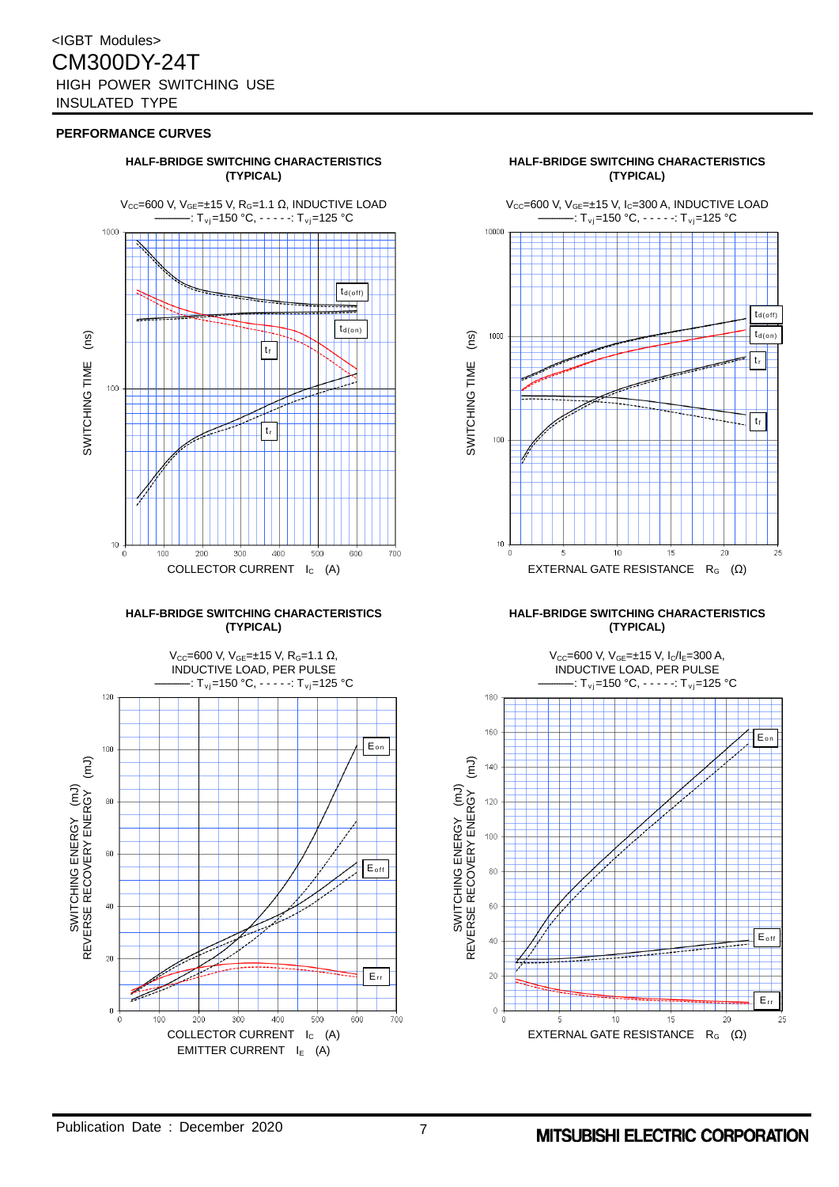# PERFORMANCE CURVES

### HALF-BRIDGE SWITCHING CHARACTERISTICS (TYPICAL)

$V_{CC}$=600 V, $V_{GE}$=±15 V, $R_G$=1.1 Ω, INDUCTIVE LOAD
———: $T_{vj}$=150 °C, - - - - -: $T_{vj}$=125 °C

SWITCHING TIME (ns) vs. COLLECTOR CURRENT $I_C$ (A)

Curves: $t_{d(off)}$, $t_{d(on)}$, $t_f$, $t_r$

### HALF-BRIDGE SWITCHING CHARACTERISTICS (TYPICAL)

$V_{CC}$=600 V, $V_{GE}$=±15 V, $I_C$=300 A, INDUCTIVE LOAD
———: $T_{vj}$=150 °C, - - - - -: $T_{vj}$=125 °C

SWITCHING TIME (ns) vs. EXTERNAL GATE RESISTANCE $R_G$ (Ω)

Curves: $t_{d(off)}$, $t_{d(on)}$, $t_r$, $t_f$

### HALF-BRIDGE SWITCHING CHARACTERISTICS (TYPICAL)

$V_{CC}$=600 V, $V_{GE}$=±15 V, $R_G$=1.1 Ω, INDUCTIVE LOAD, PER PULSE
———: $T_{vj}$=150 °C, - - - - -: $T_{vj}$=125 °C

SWITCHING ENERGY (mJ) / REVERSE RECOVERY ENERGY (mJ) vs. COLLECTOR CURRENT $I_C$ (A) / EMITTER CURRENT $I_E$ (A)

Curves: $E_{on}$, $E_{off}$, $E_{rr}$

### HALF-BRIDGE SWITCHING CHARACTERISTICS (TYPICAL)

$V_{CC}$=600 V, $V_{GE}$=±15 V, $I_C/I_E$=300 A, INDUCTIVE LOAD, PER PULSE
———: $T_{vj}$=150 °C, - - - - -: $T_{vj}$=125 °C

SWITCHING ENERGY (mJ) / REVERSE RECOVERY ENERGY (mJ) vs. EXTERNAL GATE RESISTANCE $R_G$ (Ω)

Curves: $E_{on}$, $E_{off}$, $E_{rr}$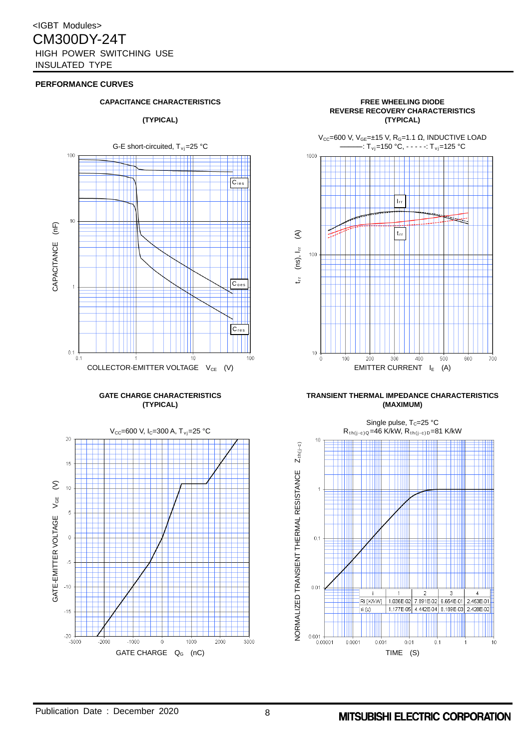## PERFORMANCE CURVES

### CAPACITANCE CHARACTERISTICS (TYPICAL)

G-E short-circuited, $T_{vj}$=25 °C

CAPACITANCE (nF)

$C_{ies}$

$C_{oes}$

$C_{res}$

COLLECTOR-EMITTER VOLTAGE $V_{CE}$ (V)

### FREE WHEELING DIODE REVERSE RECOVERY CHARACTERISTICS (TYPICAL)

$V_{CC}$=600 V, $V_{GE}$=±15 V, $R_G$=1.1 Ω, INDUCTIVE LOAD
———: $T_{vj}$=150 °C, - - - - -: $T_{vj}$=125 °C

$t_{rr}$ (ns), $I_{rr}$ (A)

$I_{rr}$

$t_{rr}$

EMITTER CURRENT $I_E$ (A)

### GATE CHARGE CHARACTERISTICS (TYPICAL)

$V_{CC}$=600 V, $I_C$=300 A, $T_{vj}$=25 °C

GATE-EMITTER VOLTAGE $V_{GE}$ (V)

GATE CHARGE $Q_G$ (nC)

### TRANSIENT THERMAL IMPEDANCE CHARACTERISTICS (MAXIMUM)

Single pulse, $T_C$=25 °C
$R_{th(j-c)Q}$=46 K/kW, $R_{th(j-c)D}$=81 K/kW

NORMALIZED TRANSIENT THERMAL RESISTANCE $Z_{th(j-c)}$

| i | 1 | 2 | 3 | 4 |
|---|---|---|---|---|
| Ri [K/kW] | 1.036E-02 | 7.891E-02 | 6.654E-01 | 2.453E-01 |
| τi (s) | 1.177E-05 | 4.442E-04 | 8.189E-03 | 2.428E-02 |

TIME (S)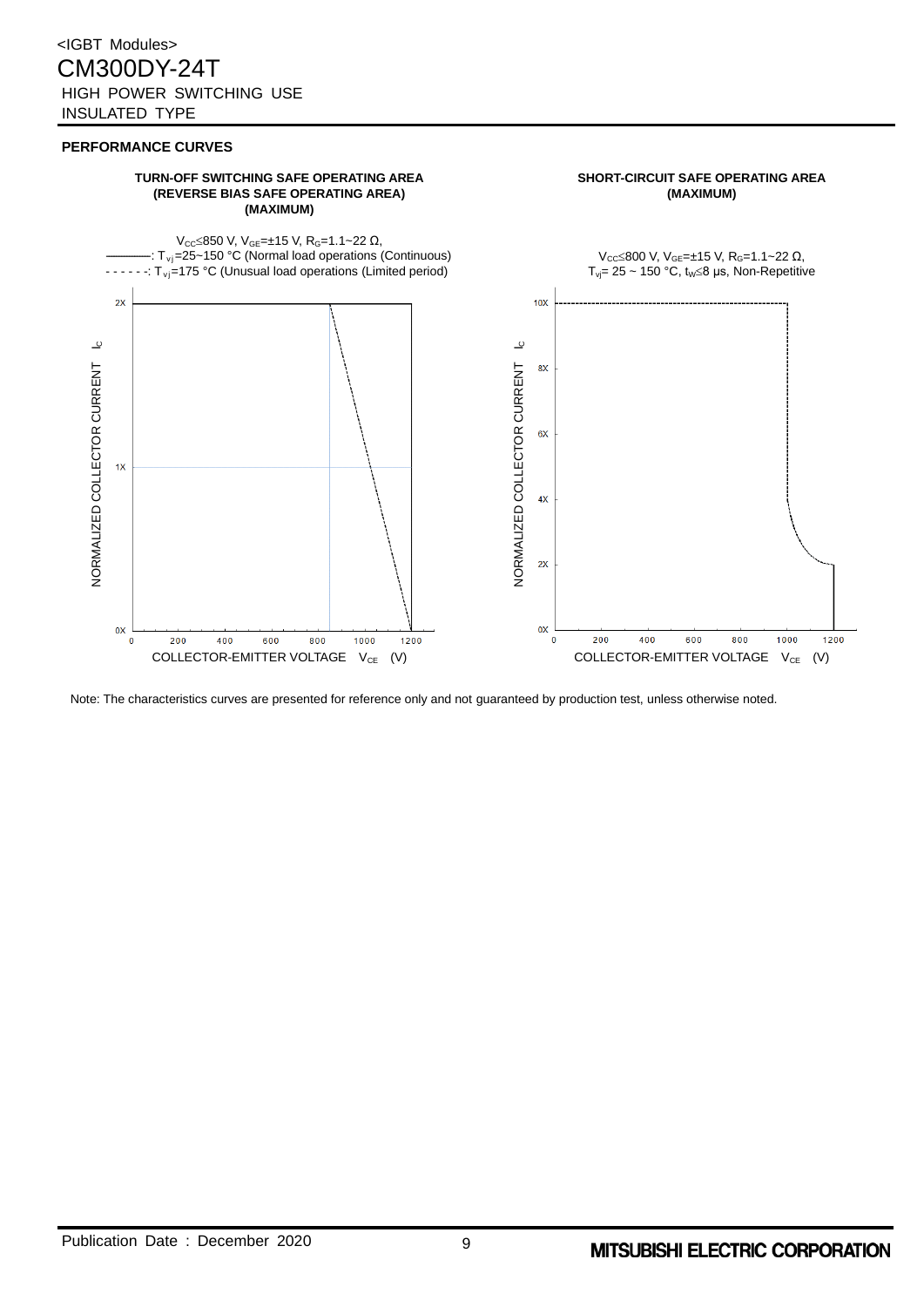## PERFORMANCE CURVES

**TURN-OFF SWITCHING SAFE OPERATING AREA (REVERSE BIAS SAFE OPERATING AREA) (MAXIMUM)**

$V_{CC} \leq 850$ V, $V_{GE} = \pm 15$ V, $R_G = 1.1 \sim 22$ Ω,
———: $T_{vj} = 25 \sim 150$ °C (Normal load operations (Continuous)
- - - - - -: $T_{vj} = 175$ °C (Unusual load operations (Limited period)

NORMALIZED COLLECTOR CURRENT $I_C$

COLLECTOR-EMITTER VOLTAGE $V_{CE}$ (V)

**SHORT-CIRCUIT SAFE OPERATING AREA (MAXIMUM)**

$V_{CC} \leq 800$ V, $V_{GE} = \pm 15$ V, $R_G = 1.1 \sim 22$ Ω,
$T_{vj} = 25 \sim 150$ °C, $t_w \leq 8$ μs, Non-Repetitive

NORMALIZED COLLECTOR CURRENT $I_C$

COLLECTOR-EMITTER VOLTAGE $V_{CE}$ (V)

Note: The characteristics curves are presented for reference only and not guaranteed by production test, unless otherwise noted.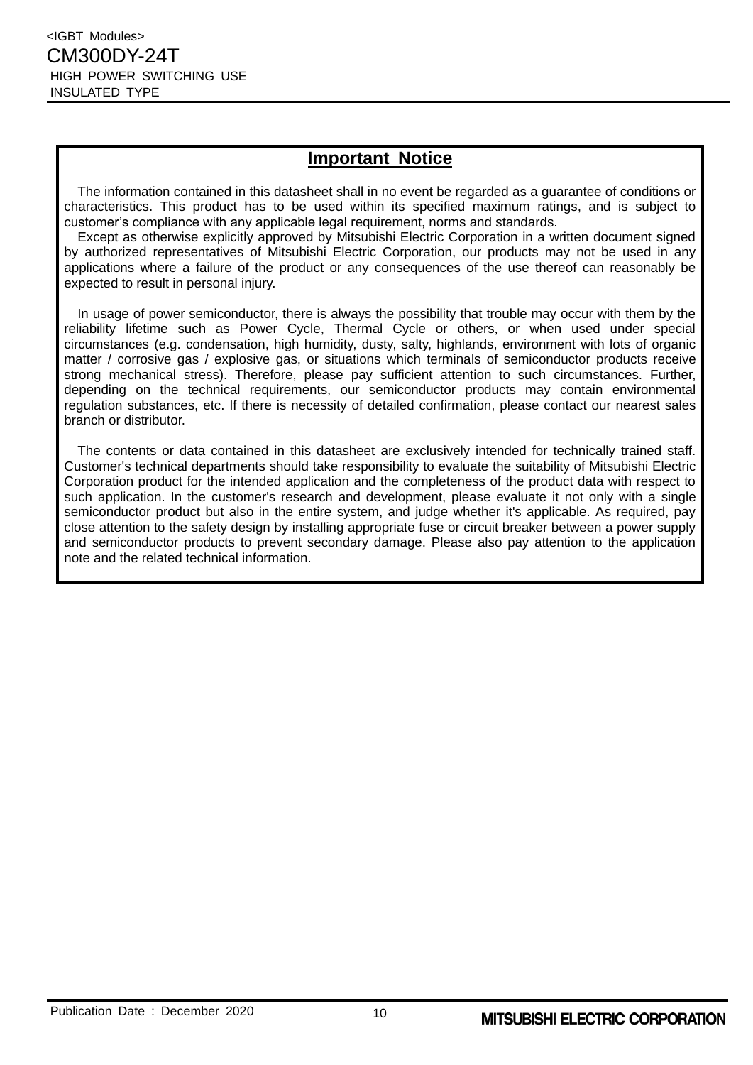## Important Notice

The information contained in this datasheet shall in no event be regarded as a guarantee of conditions or characteristics. This product has to be used within its specified maximum ratings, and is subject to customer's compliance with any applicable legal requirement, norms and standards.

Except as otherwise explicitly approved by Mitsubishi Electric Corporation in a written document signed by authorized representatives of Mitsubishi Electric Corporation, our products may not be used in any applications where a failure of the product or any consequences of the use thereof can reasonably be expected to result in personal injury.

In usage of power semiconductor, there is always the possibility that trouble may occur with them by the reliability lifetime such as Power Cycle, Thermal Cycle or others, or when used under special circumstances (e.g. condensation, high humidity, dusty, salty, highlands, environment with lots of organic matter / corrosive gas / explosive gas, or situations which terminals of semiconductor products receive strong mechanical stress). Therefore, please pay sufficient attention to such circumstances. Further, depending on the technical requirements, our semiconductor products may contain environmental regulation substances, etc. If there is necessity of detailed confirmation, please contact our nearest sales branch or distributor.

The contents or data contained in this datasheet are exclusively intended for technically trained staff. Customer's technical departments should take responsibility to evaluate the suitability of Mitsubishi Electric Corporation product for the intended application and the completeness of the product data with respect to such application. In the customer's research and development, please evaluate it not only with a single semiconductor product but also in the entire system, and judge whether it's applicable. As required, pay close attention to the safety design by installing appropriate fuse or circuit breaker between a power supply and semiconductor products to prevent secondary damage. Please also pay attention to the application note and the related technical information.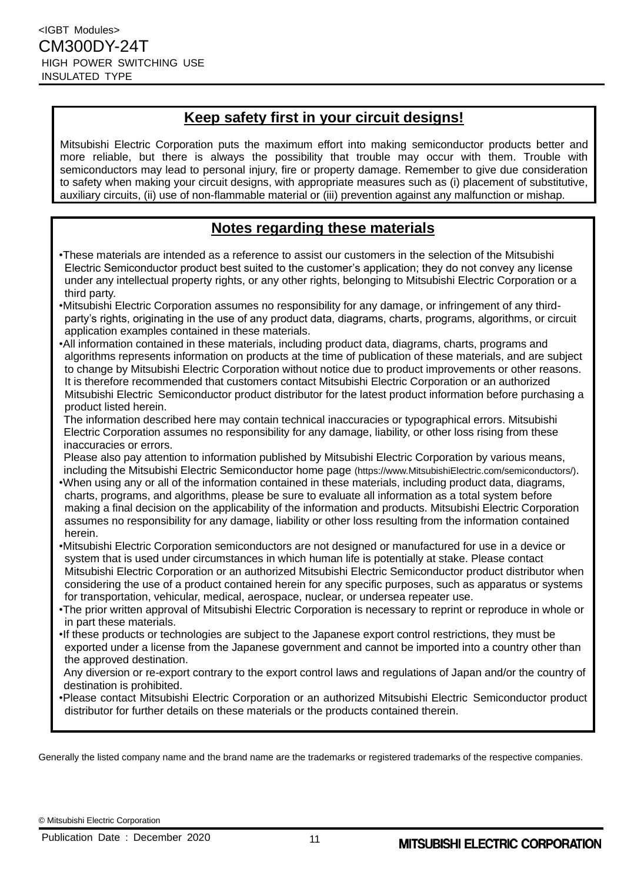## Keep safety first in your circuit designs!

Mitsubishi Electric Corporation puts the maximum effort into making semiconductor products better and more reliable, but there is always the possibility that trouble may occur with them. Trouble with semiconductors may lead to personal injury, fire or property damage. Remember to give due consideration to safety when making your circuit designs, with appropriate measures such as (i) placement of substitutive, auxiliary circuits, (ii) use of non-flammable material or (iii) prevention against any malfunction or mishap.

## Notes regarding these materials

- These materials are intended as a reference to assist our customers in the selection of the Mitsubishi Electric Semiconductor product best suited to the customer's application; they do not convey any license under any intellectual property rights, or any other rights, belonging to Mitsubishi Electric Corporation or a third party.
- Mitsubishi Electric Corporation assumes no responsibility for any damage, or infringement of any third-party's rights, originating in the use of any product data, diagrams, charts, programs, algorithms, or circuit application examples contained in these materials.
- All information contained in these materials, including product data, diagrams, charts, programs and algorithms represents information on products at the time of publication of these materials, and are subject to change by Mitsubishi Electric Corporation without notice due to product improvements or other reasons. It is therefore recommended that customers contact Mitsubishi Electric Corporation or an authorized Mitsubishi Electric Semiconductor product distributor for the latest product information before purchasing a product listed herein.

  The information described here may contain technical inaccuracies or typographical errors. Mitsubishi Electric Corporation assumes no responsibility for any damage, liability, or other loss rising from these inaccuracies or errors.

  Please also pay attention to information published by Mitsubishi Electric Corporation by various means, including the Mitsubishi Electric Semiconductor home page (https://www.MitsubishiElectric.com/semiconductors/).
- When using any or all of the information contained in these materials, including product data, diagrams, charts, programs, and algorithms, please be sure to evaluate all information as a total system before making a final decision on the applicability of the information and products. Mitsubishi Electric Corporation assumes no responsibility for any damage, liability or other loss resulting from the information contained herein.
- Mitsubishi Electric Corporation semiconductors are not designed or manufactured for use in a device or system that is used under circumstances in which human life is potentially at stake. Please contact Mitsubishi Electric Corporation or an authorized Mitsubishi Electric Semiconductor product distributor when considering the use of a product contained herein for any specific purposes, such as apparatus or systems for transportation, vehicular, medical, aerospace, nuclear, or undersea repeater use.
- The prior written approval of Mitsubishi Electric Corporation is necessary to reprint or reproduce in whole or in part these materials.
- If these products or technologies are subject to the Japanese export control restrictions, they must be exported under a license from the Japanese government and cannot be imported into a country other than the approved destination.

  Any diversion or re-export contrary to the export control laws and regulations of Japan and/or the country of destination is prohibited.
- Please contact Mitsubishi Electric Corporation or an authorized Mitsubishi Electric Semiconductor product distributor for further details on these materials or the products contained therein.

Generally the listed company name and the brand name are the trademarks or registered trademarks of the respective companies.

© Mitsubishi Electric Corporation